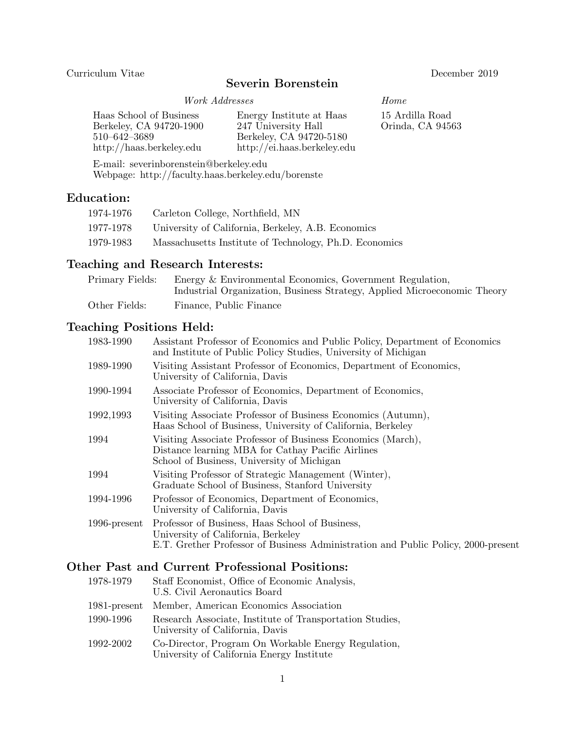Curriculum Vitae December 2019

# Severin Borenstein

*Work Addresses*

Haas School of Business
Berkeley, CA 94720-1900
510–642–3689
http://haas.berkeley.edu

Energy Institute at Haas
247 University Hall
Berkeley, CA 94720-5180
http://ei.haas.berkeley.edu

*Home*

15 Ardilla Road
Orinda, CA 94563

E-mail: severinborenstein@berkeley.edu
Webpage: http://faculty.haas.berkeley.edu/borenste

## Education:

| | |
|---|---|
| 1974-1976 | Carleton College, Northfield, MN |
| 1977-1978 | University of California, Berkeley, A.B. Economics |
| 1979-1983 | Massachusetts Institute of Technology, Ph.D. Economics |

## Teaching and Research Interests:

| | |
|---|---|
| Primary Fields: | Energy & Environmental Economics, Government Regulation, Industrial Organization, Business Strategy, Applied Microeconomic Theory |
| Other Fields: | Finance, Public Finance |

## Teaching Positions Held:

| | |
|---|---|
| 1983-1990 | Assistant Professor of Economics and Public Policy, Department of Economics and Institute of Public Policy Studies, University of Michigan |
| 1989-1990 | Visiting Assistant Professor of Economics, Department of Economics, University of California, Davis |
| 1990-1994 | Associate Professor of Economics, Department of Economics, University of California, Davis |
| 1992,1993 | Visiting Associate Professor of Business Economics (Autumn), Haas School of Business, University of California, Berkeley |
| 1994 | Visiting Associate Professor of Business Economics (March), Distance learning MBA for Cathay Pacific Airlines School of Business, University of Michigan |
| 1994 | Visiting Professor of Strategic Management (Winter), Graduate School of Business, Stanford University |
| 1994-1996 | Professor of Economics, Department of Economics, University of California, Davis |
| 1996-present | Professor of Business, Haas School of Business, University of California, Berkeley<br>E.T. Grether Professor of Business Administration and Public Policy, 2000-present |

## Other Past and Current Professional Positions:

| | |
|---|---|
| 1978-1979 | Staff Economist, Office of Economic Analysis, U.S. Civil Aeronautics Board |
| 1981-present | Member, American Economics Association |
| 1990-1996 | Research Associate, Institute of Transportation Studies, University of California, Davis |
| 1992-2002 | Co-Director, Program On Workable Energy Regulation, University of California Energy Institute |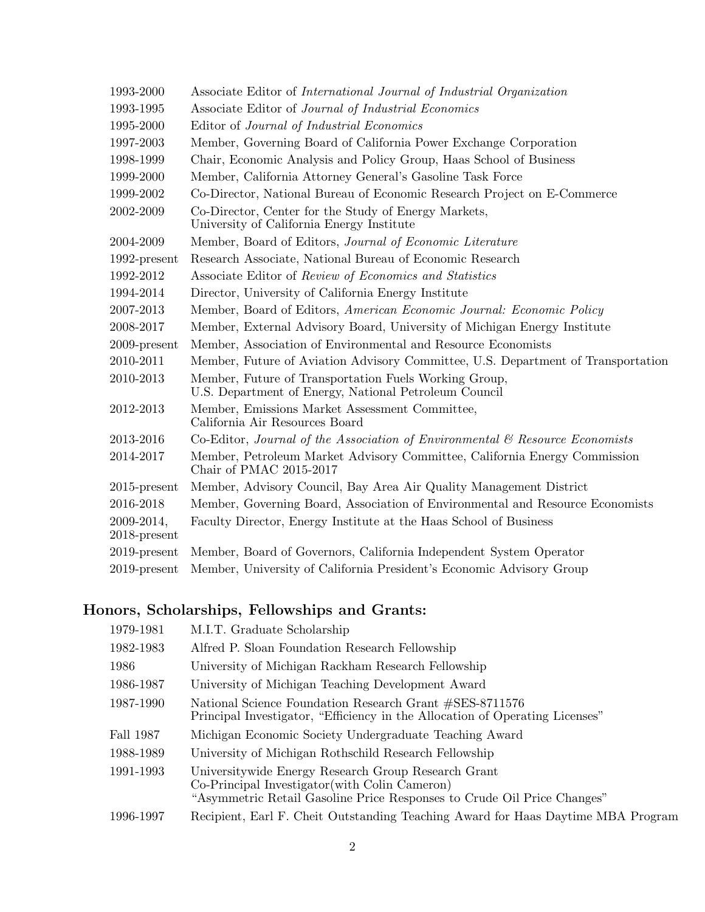| | |
|---|---|
| 1993-2000 | Associate Editor of *International Journal of Industrial Organization* |
| 1993-1995 | Associate Editor of *Journal of Industrial Economics* |
| 1995-2000 | Editor of *Journal of Industrial Economics* |
| 1997-2003 | Member, Governing Board of California Power Exchange Corporation |
| 1998-1999 | Chair, Economic Analysis and Policy Group, Haas School of Business |
| 1999-2000 | Member, California Attorney General's Gasoline Task Force |
| 1999-2002 | Co-Director, National Bureau of Economic Research Project on E-Commerce |
| 2002-2009 | Co-Director, Center for the Study of Energy Markets, University of California Energy Institute |
| 2004-2009 | Member, Board of Editors, *Journal of Economic Literature* |
| 1992-present | Research Associate, National Bureau of Economic Research |
| 1992-2012 | Associate Editor of *Review of Economics and Statistics* |
| 1994-2014 | Director, University of California Energy Institute |
| 2007-2013 | Member, Board of Editors, *American Economic Journal: Economic Policy* |
| 2008-2017 | Member, External Advisory Board, University of Michigan Energy Institute |
| 2009-present | Member, Association of Environmental and Resource Economists |
| 2010-2011 | Member, Future of Aviation Advisory Committee, U.S. Department of Transportation |
| 2010-2013 | Member, Future of Transportation Fuels Working Group, U.S. Department of Energy, National Petroleum Council |
| 2012-2013 | Member, Emissions Market Assessment Committee, California Air Resources Board |
| 2013-2016 | Co-Editor, *Journal of the Association of Environmental & Resource Economists* |
| 2014-2017 | Member, Petroleum Market Advisory Committee, California Energy Commission Chair of PMAC 2015-2017 |
| 2015-present | Member, Advisory Council, Bay Area Air Quality Management District |
| 2016-2018 | Member, Governing Board, Association of Environmental and Resource Economists |
| 2009-2014, 2018-present | Faculty Director, Energy Institute at the Haas School of Business |
| 2019-present | Member, Board of Governors, California Independent System Operator |
| 2019-present | Member, University of California President's Economic Advisory Group |

## Honors, Scholarships, Fellowships and Grants:

| | |
|---|---|
| 1979-1981 | M.I.T. Graduate Scholarship |
| 1982-1983 | Alfred P. Sloan Foundation Research Fellowship |
| 1986 | University of Michigan Rackham Research Fellowship |
| 1986-1987 | University of Michigan Teaching Development Award |
| 1987-1990 | National Science Foundation Research Grant #SES-8711576 Principal Investigator, "Efficiency in the Allocation of Operating Licenses" |
| Fall 1987 | Michigan Economic Society Undergraduate Teaching Award |
| 1988-1989 | University of Michigan Rothschild Research Fellowship |
| 1991-1993 | Universitywide Energy Research Group Research Grant Co-Principal Investigator(with Colin Cameron) "Asymmetric Retail Gasoline Price Responses to Crude Oil Price Changes" |
| 1996-1997 | Recipient, Earl F. Cheit Outstanding Teaching Award for Haas Daytime MBA Program |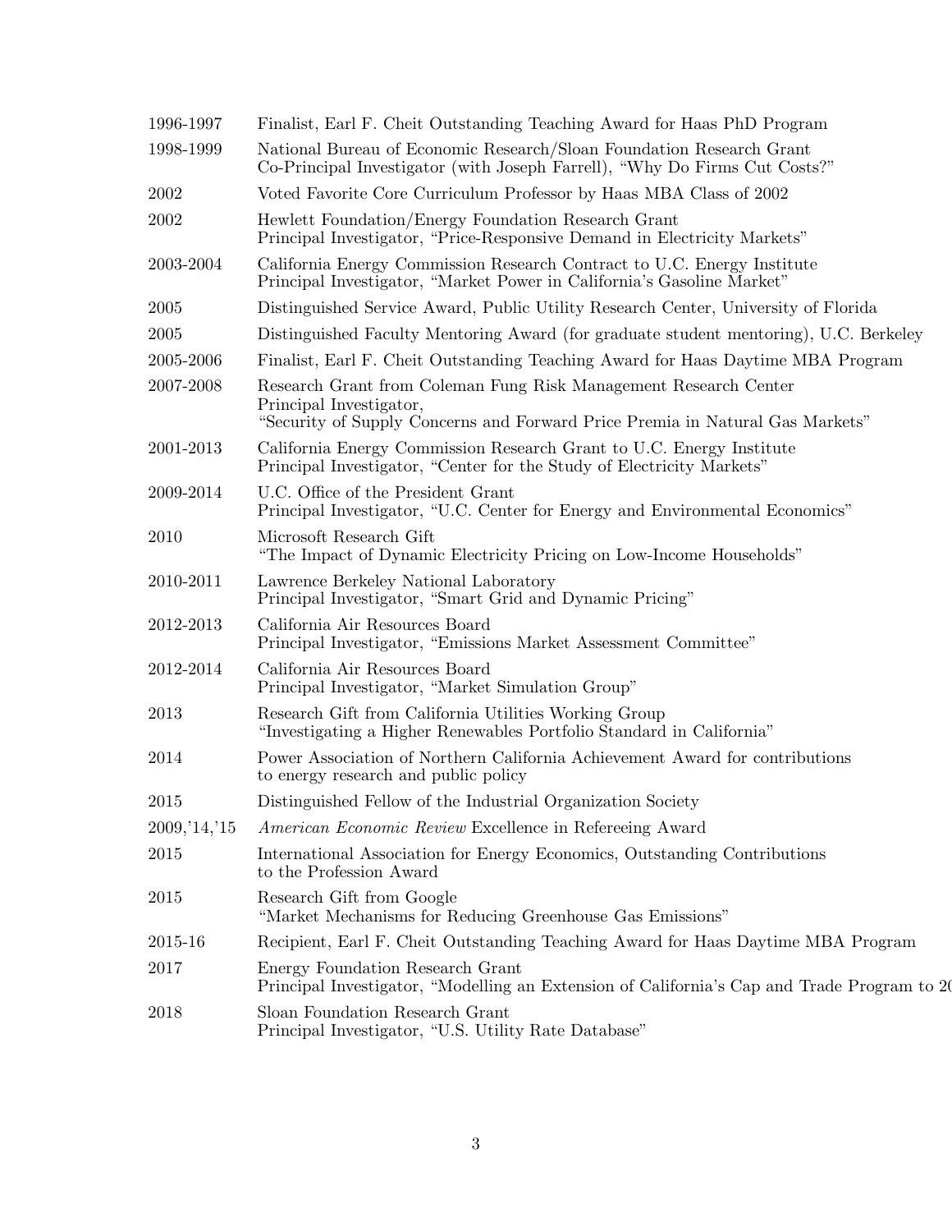| | |
|---|---|
| 1996-1997 | Finalist, Earl F. Cheit Outstanding Teaching Award for Haas PhD Program |
| 1998-1999 | National Bureau of Economic Research/Sloan Foundation Research Grant<br>Co-Principal Investigator (with Joseph Farrell), "Why Do Firms Cut Costs?" |
| 2002 | Voted Favorite Core Curriculum Professor by Haas MBA Class of 2002 |
| 2002 | Hewlett Foundation/Energy Foundation Research Grant<br>Principal Investigator, "Price-Responsive Demand in Electricity Markets" |
| 2003-2004 | California Energy Commission Research Contract to U.C. Energy Institute<br>Principal Investigator, "Market Power in California's Gasoline Market" |
| 2005 | Distinguished Service Award, Public Utility Research Center, University of Florida |
| 2005 | Distinguished Faculty Mentoring Award (for graduate student mentoring), U.C. Berkeley |
| 2005-2006 | Finalist, Earl F. Cheit Outstanding Teaching Award for Haas Daytime MBA Program |
| 2007-2008 | Research Grant from Coleman Fung Risk Management Research Center<br>Principal Investigator,<br>"Security of Supply Concerns and Forward Price Premia in Natural Gas Markets" |
| 2001-2013 | California Energy Commission Research Grant to U.C. Energy Institute<br>Principal Investigator, "Center for the Study of Electricity Markets" |
| 2009-2014 | U.C. Office of the President Grant<br>Principal Investigator, "U.C. Center for Energy and Environmental Economics" |
| 2010 | Microsoft Research Gift<br>"The Impact of Dynamic Electricity Pricing on Low-Income Households" |
| 2010-2011 | Lawrence Berkeley National Laboratory<br>Principal Investigator, "Smart Grid and Dynamic Pricing" |
| 2012-2013 | California Air Resources Board<br>Principal Investigator, "Emissions Market Assessment Committee" |
| 2012-2014 | California Air Resources Board<br>Principal Investigator, "Market Simulation Group" |
| 2013 | Research Gift from California Utilities Working Group<br>"Investigating a Higher Renewables Portfolio Standard in California" |
| 2014 | Power Association of Northern California Achievement Award for contributions<br>to energy research and public policy |
| 2015 | Distinguished Fellow of the Industrial Organization Society |
| 2009,'14,'15 | *American Economic Review* Excellence in Refereeing Award |
| 2015 | International Association for Energy Economics, Outstanding Contributions<br>to the Profession Award |
| 2015 | Research Gift from Google<br>"Market Mechanisms for Reducing Greenhouse Gas Emissions" |
| 2015-16 | Recipient, Earl F. Cheit Outstanding Teaching Award for Haas Daytime MBA Program |
| 2017 | Energy Foundation Research Grant<br>Principal Investigator, "Modelling an Extension of California's Cap and Trade Program to 20 |
| 2018 | Sloan Foundation Research Grant<br>Principal Investigator, "U.S. Utility Rate Database" |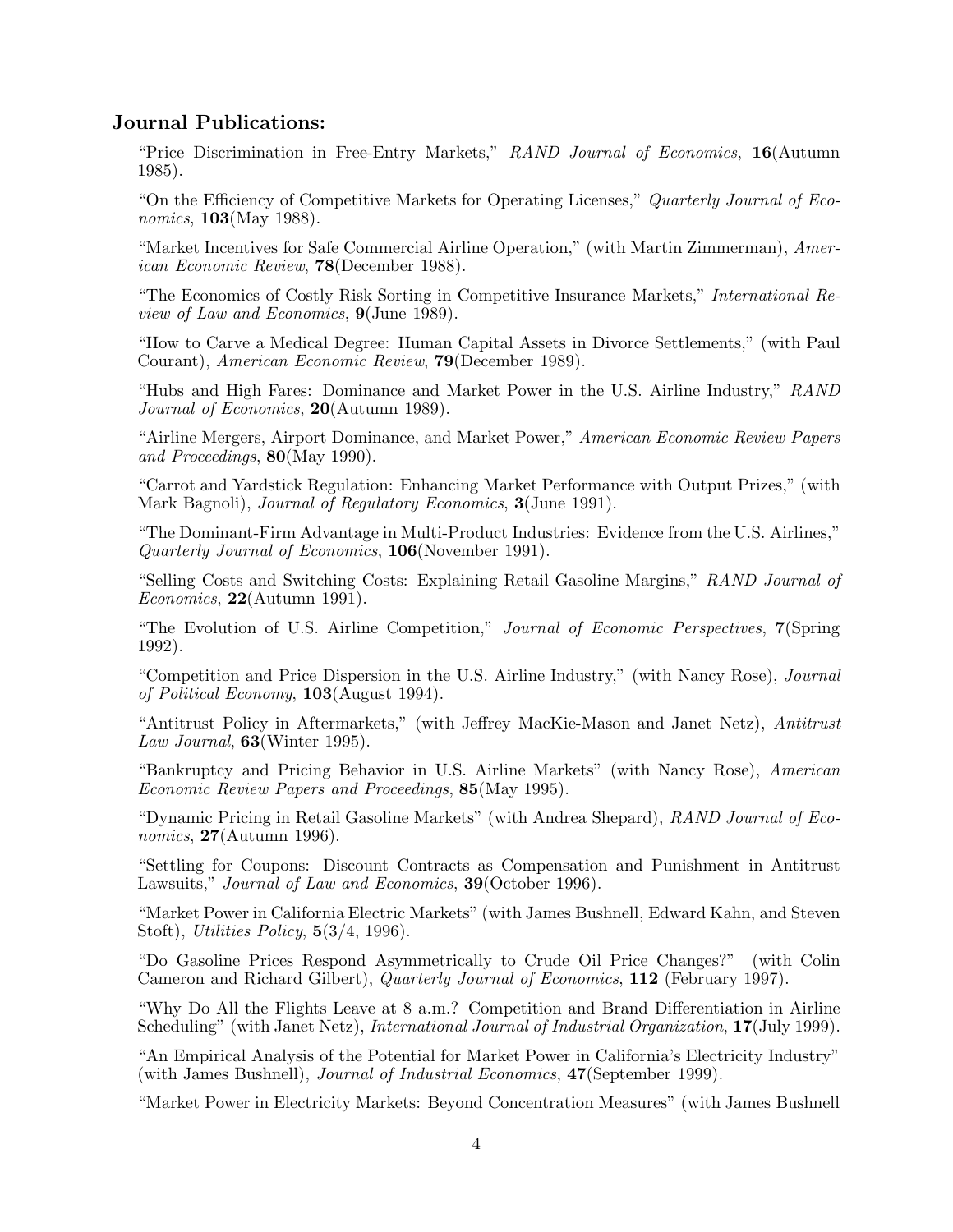## Journal Publications:

"Price Discrimination in Free-Entry Markets," *RAND Journal of Economics*, **16**(Autumn 1985).

"On the Efficiency of Competitive Markets for Operating Licenses," *Quarterly Journal of Economics*, **103**(May 1988).

"Market Incentives for Safe Commercial Airline Operation," (with Martin Zimmerman), *American Economic Review*, **78**(December 1988).

"The Economics of Costly Risk Sorting in Competitive Insurance Markets," *International Review of Law and Economics*, **9**(June 1989).

"How to Carve a Medical Degree: Human Capital Assets in Divorce Settlements," (with Paul Courant), *American Economic Review*, **79**(December 1989).

"Hubs and High Fares: Dominance and Market Power in the U.S. Airline Industry," *RAND Journal of Economics*, **20**(Autumn 1989).

"Airline Mergers, Airport Dominance, and Market Power," *American Economic Review Papers and Proceedings*, **80**(May 1990).

"Carrot and Yardstick Regulation: Enhancing Market Performance with Output Prizes," (with Mark Bagnoli), *Journal of Regulatory Economics*, **3**(June 1991).

"The Dominant-Firm Advantage in Multi-Product Industries: Evidence from the U.S. Airlines," *Quarterly Journal of Economics*, **106**(November 1991).

"Selling Costs and Switching Costs: Explaining Retail Gasoline Margins," *RAND Journal of Economics*, **22**(Autumn 1991).

"The Evolution of U.S. Airline Competition," *Journal of Economic Perspectives*, **7**(Spring 1992).

"Competition and Price Dispersion in the U.S. Airline Industry," (with Nancy Rose), *Journal of Political Economy*, **103**(August 1994).

"Antitrust Policy in Aftermarkets," (with Jeffrey MacKie-Mason and Janet Netz), *Antitrust Law Journal*, **63**(Winter 1995).

"Bankruptcy and Pricing Behavior in U.S. Airline Markets" (with Nancy Rose), *American Economic Review Papers and Proceedings*, **85**(May 1995).

"Dynamic Pricing in Retail Gasoline Markets" (with Andrea Shepard), *RAND Journal of Economics*, **27**(Autumn 1996).

"Settling for Coupons: Discount Contracts as Compensation and Punishment in Antitrust Lawsuits," *Journal of Law and Economics*, **39**(October 1996).

"Market Power in California Electric Markets" (with James Bushnell, Edward Kahn, and Steven Stoft), *Utilities Policy*, **5**(3/4, 1996).

"Do Gasoline Prices Respond Asymmetrically to Crude Oil Price Changes?" (with Colin Cameron and Richard Gilbert), *Quarterly Journal of Economics*, **112** (February 1997).

"Why Do All the Flights Leave at 8 a.m.? Competition and Brand Differentiation in Airline Scheduling" (with Janet Netz), *International Journal of Industrial Organization*, **17**(July 1999).

"An Empirical Analysis of the Potential for Market Power in California's Electricity Industry" (with James Bushnell), *Journal of Industrial Economics*, **47**(September 1999).

"Market Power in Electricity Markets: Beyond Concentration Measures" (with James Bushnell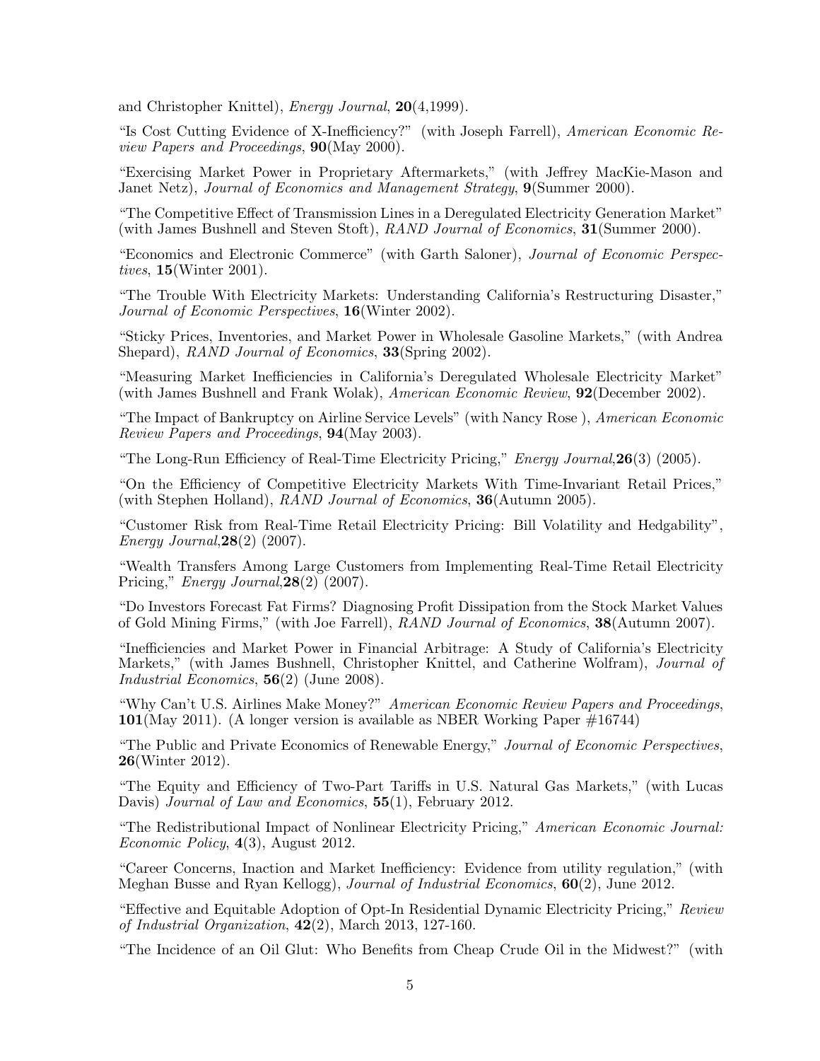and Christopher Knittel), *Energy Journal*, **20**(4,1999).

"Is Cost Cutting Evidence of X-Inefficiency?" (with Joseph Farrell), *American Economic Review Papers and Proceedings*, **90**(May 2000).

"Exercising Market Power in Proprietary Aftermarkets," (with Jeffrey MacKie-Mason and Janet Netz), *Journal of Economics and Management Strategy*, **9**(Summer 2000).

"The Competitive Effect of Transmission Lines in a Deregulated Electricity Generation Market" (with James Bushnell and Steven Stoft), *RAND Journal of Economics*, **31**(Summer 2000).

"Economics and Electronic Commerce" (with Garth Saloner), *Journal of Economic Perspectives*, **15**(Winter 2001).

"The Trouble With Electricity Markets: Understanding California's Restructuring Disaster," *Journal of Economic Perspectives*, **16**(Winter 2002).

"Sticky Prices, Inventories, and Market Power in Wholesale Gasoline Markets," (with Andrea Shepard), *RAND Journal of Economics*, **33**(Spring 2002).

"Measuring Market Inefficiencies in California's Deregulated Wholesale Electricity Market" (with James Bushnell and Frank Wolak), *American Economic Review*, **92**(December 2002).

"The Impact of Bankruptcy on Airline Service Levels" (with Nancy Rose ), *American Economic Review Papers and Proceedings*, **94**(May 2003).

"The Long-Run Efficiency of Real-Time Electricity Pricing," *Energy Journal*,**26**(3) (2005).

"On the Efficiency of Competitive Electricity Markets With Time-Invariant Retail Prices," (with Stephen Holland), *RAND Journal of Economics*, **36**(Autumn 2005).

"Customer Risk from Real-Time Retail Electricity Pricing: Bill Volatility and Hedgability", *Energy Journal*,**28**(2) (2007).

"Wealth Transfers Among Large Customers from Implementing Real-Time Retail Electricity Pricing," *Energy Journal*,**28**(2) (2007).

"Do Investors Forecast Fat Firms? Diagnosing Profit Dissipation from the Stock Market Values of Gold Mining Firms," (with Joe Farrell), *RAND Journal of Economics*, **38**(Autumn 2007).

"Inefficiencies and Market Power in Financial Arbitrage: A Study of California's Electricity Markets," (with James Bushnell, Christopher Knittel, and Catherine Wolfram), *Journal of Industrial Economics*, **56**(2) (June 2008).

"Why Can't U.S. Airlines Make Money?" *American Economic Review Papers and Proceedings*, **101**(May 2011). (A longer version is available as NBER Working Paper #16744)

"The Public and Private Economics of Renewable Energy," *Journal of Economic Perspectives*, **26**(Winter 2012).

"The Equity and Efficiency of Two-Part Tariffs in U.S. Natural Gas Markets," (with Lucas Davis) *Journal of Law and Economics*, **55**(1), February 2012.

"The Redistributional Impact of Nonlinear Electricity Pricing," *American Economic Journal: Economic Policy*, **4**(3), August 2012.

"Career Concerns, Inaction and Market Inefficiency: Evidence from utility regulation," (with Meghan Busse and Ryan Kellogg), *Journal of Industrial Economics*, **60**(2), June 2012.

"Effective and Equitable Adoption of Opt-In Residential Dynamic Electricity Pricing," *Review of Industrial Organization*, **42**(2), March 2013, 127-160.

"The Incidence of an Oil Glut: Who Benefits from Cheap Crude Oil in the Midwest?" (with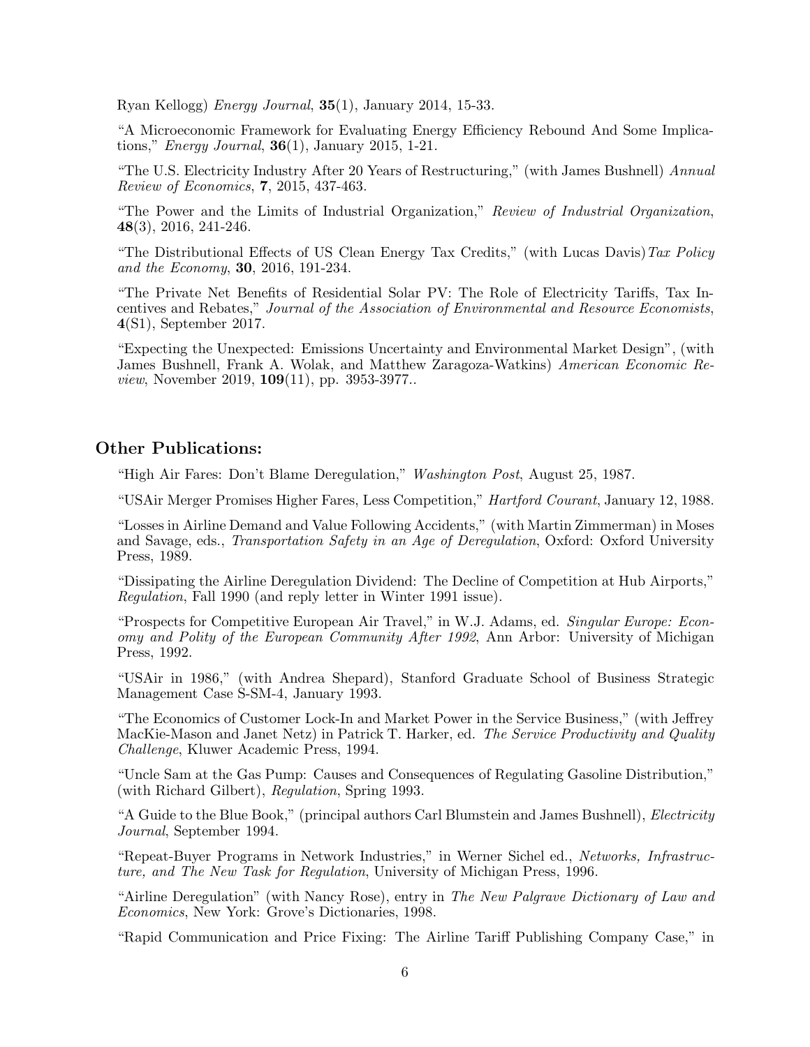Ryan Kellogg) *Energy Journal*, **35**(1), January 2014, 15-33.

"A Microeconomic Framework for Evaluating Energy Efficiency Rebound And Some Implications," *Energy Journal*, **36**(1), January 2015, 1-21.

"The U.S. Electricity Industry After 20 Years of Restructuring," (with James Bushnell) *Annual Review of Economics*, **7**, 2015, 437-463.

"The Power and the Limits of Industrial Organization," *Review of Industrial Organization*, **48**(3), 2016, 241-246.

"The Distributional Effects of US Clean Energy Tax Credits," (with Lucas Davis) *Tax Policy and the Economy*, **30**, 2016, 191-234.

"The Private Net Benefits of Residential Solar PV: The Role of Electricity Tariffs, Tax Incentives and Rebates," *Journal of the Association of Environmental and Resource Economists*, **4**(S1), September 2017.

"Expecting the Unexpected: Emissions Uncertainty and Environmental Market Design", (with James Bushnell, Frank A. Wolak, and Matthew Zaragoza-Watkins) *American Economic Review*, November 2019, **109**(11), pp. 3953-3977..

## Other Publications:

"High Air Fares: Don't Blame Deregulation," *Washington Post*, August 25, 1987.

"USAir Merger Promises Higher Fares, Less Competition," *Hartford Courant*, January 12, 1988.

"Losses in Airline Demand and Value Following Accidents," (with Martin Zimmerman) in Moses and Savage, eds., *Transportation Safety in an Age of Deregulation*, Oxford: Oxford University Press, 1989.

"Dissipating the Airline Deregulation Dividend: The Decline of Competition at Hub Airports," *Regulation*, Fall 1990 (and reply letter in Winter 1991 issue).

"Prospects for Competitive European Air Travel," in W.J. Adams, ed. *Singular Europe: Economy and Polity of the European Community After 1992*, Ann Arbor: University of Michigan Press, 1992.

"USAir in 1986," (with Andrea Shepard), Stanford Graduate School of Business Strategic Management Case S-SM-4, January 1993.

"The Economics of Customer Lock-In and Market Power in the Service Business," (with Jeffrey MacKie-Mason and Janet Netz) in Patrick T. Harker, ed. *The Service Productivity and Quality Challenge*, Kluwer Academic Press, 1994.

"Uncle Sam at the Gas Pump: Causes and Consequences of Regulating Gasoline Distribution," (with Richard Gilbert), *Regulation*, Spring 1993.

"A Guide to the Blue Book," (principal authors Carl Blumstein and James Bushnell), *Electricity Journal*, September 1994.

"Repeat-Buyer Programs in Network Industries," in Werner Sichel ed., *Networks, Infrastructure, and The New Task for Regulation*, University of Michigan Press, 1996.

"Airline Deregulation" (with Nancy Rose), entry in *The New Palgrave Dictionary of Law and Economics*, New York: Grove's Dictionaries, 1998.

"Rapid Communication and Price Fixing: The Airline Tariff Publishing Company Case," in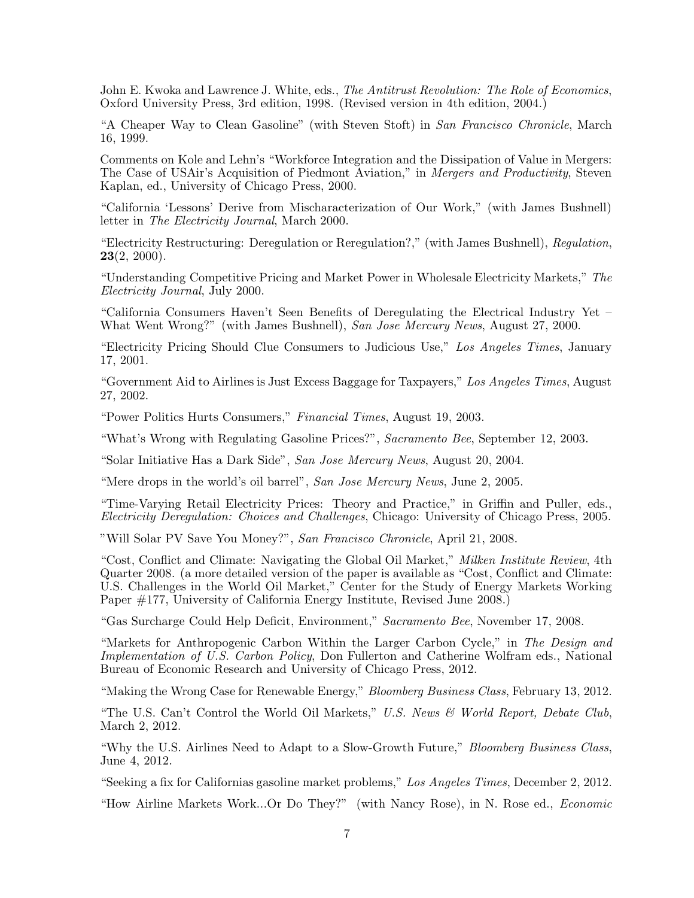John E. Kwoka and Lawrence J. White, eds., *The Antitrust Revolution: The Role of Economics*, Oxford University Press, 3rd edition, 1998. (Revised version in 4th edition, 2004.)

"A Cheaper Way to Clean Gasoline" (with Steven Stoft) in *San Francisco Chronicle*, March 16, 1999.

Comments on Kole and Lehn's "Workforce Integration and the Dissipation of Value in Mergers: The Case of USAir's Acquisition of Piedmont Aviation," in *Mergers and Productivity*, Steven Kaplan, ed., University of Chicago Press, 2000.

"California 'Lessons' Derive from Mischaracterization of Our Work," (with James Bushnell) letter in *The Electricity Journal*, March 2000.

"Electricity Restructuring: Deregulation or Reregulation?," (with James Bushnell), *Regulation*, **23**(2, 2000).

"Understanding Competitive Pricing and Market Power in Wholesale Electricity Markets," *The Electricity Journal*, July 2000.

"California Consumers Haven't Seen Benefits of Deregulating the Electrical Industry Yet – What Went Wrong?" (with James Bushnell), *San Jose Mercury News*, August 27, 2000.

"Electricity Pricing Should Clue Consumers to Judicious Use," *Los Angeles Times*, January 17, 2001.

"Government Aid to Airlines is Just Excess Baggage for Taxpayers," *Los Angeles Times*, August 27, 2002.

"Power Politics Hurts Consumers," *Financial Times*, August 19, 2003.

"What's Wrong with Regulating Gasoline Prices?", *Sacramento Bee*, September 12, 2003.

"Solar Initiative Has a Dark Side", *San Jose Mercury News*, August 20, 2004.

"Mere drops in the world's oil barrel", *San Jose Mercury News*, June 2, 2005.

"Time-Varying Retail Electricity Prices: Theory and Practice," in Griffin and Puller, eds., *Electricity Deregulation: Choices and Challenges*, Chicago: University of Chicago Press, 2005.

"Will Solar PV Save You Money?", *San Francisco Chronicle*, April 21, 2008.

"Cost, Conflict and Climate: Navigating the Global Oil Market," *Milken Institute Review*, 4th Quarter 2008. (a more detailed version of the paper is available as "Cost, Conflict and Climate: U.S. Challenges in the World Oil Market," Center for the Study of Energy Markets Working Paper #177, University of California Energy Institute, Revised June 2008.)

"Gas Surcharge Could Help Deficit, Environment," *Sacramento Bee*, November 17, 2008.

"Markets for Anthropogenic Carbon Within the Larger Carbon Cycle," in *The Design and Implementation of U.S. Carbon Policy*, Don Fullerton and Catherine Wolfram eds., National Bureau of Economic Research and University of Chicago Press, 2012.

"Making the Wrong Case for Renewable Energy," *Bloomberg Business Class*, February 13, 2012.

"The U.S. Can't Control the World Oil Markets," *U.S. News & World Report, Debate Club*, March 2, 2012.

"Why the U.S. Airlines Need to Adapt to a Slow-Growth Future," *Bloomberg Business Class*, June 4, 2012.

"Seeking a fix for Californias gasoline market problems," *Los Angeles Times*, December 2, 2012.

"How Airline Markets Work...Or Do They?" (with Nancy Rose), in N. Rose ed., *Economic*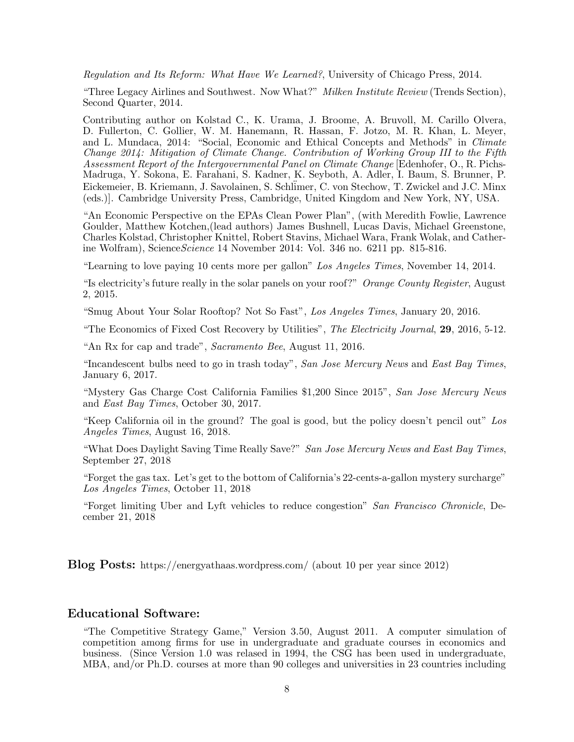*Regulation and Its Reform: What Have We Learned?*, University of Chicago Press, 2014.

"Three Legacy Airlines and Southwest. Now What?" *Milken Institute Review* (Trends Section), Second Quarter, 2014.

Contributing author on Kolstad C., K. Urama, J. Broome, A. Bruvoll, M. Carillo Olvera, D. Fullerton, C. Gollier, W. M. Hanemann, R. Hassan, F. Jotzo, M. R. Khan, L. Meyer, and L. Mundaca, 2014: "Social, Economic and Ethical Concepts and Methods" in *Climate Change 2014: Mitigation of Climate Change. Contribution of Working Group III to the Fifth Assessment Report of the Intergovernmental Panel on Climate Change* [Edenhofer, O., R. Pichs-Madruga, Y. Sokona, E. Farahani, S. Kadner, K. Seyboth, A. Adler, I. Baum, S. Brunner, P. Eickemeier, B. Kriemann, J. Savolainen, S. Schlïmer, C. von Stechow, T. Zwickel and J.C. Minx (eds.)]. Cambridge University Press, Cambridge, United Kingdom and New York, NY, USA.

"An Economic Perspective on the EPAs Clean Power Plan", (with Meredith Fowlie, Lawrence Goulder, Matthew Kotchen,(lead authors) James Bushnell, Lucas Davis, Michael Greenstone, Charles Kolstad, Christopher Knittel, Robert Stavins, Michael Wara, Frank Wolak, and Catherine Wolfram), Science*Science* 14 November 2014: Vol. 346 no. 6211 pp. 815-816.

"Learning to love paying 10 cents more per gallon" *Los Angeles Times*, November 14, 2014.

"Is electricity's future really in the solar panels on your roof?" *Orange County Register*, August 2, 2015.

"Smug About Your Solar Rooftop? Not So Fast", *Los Angeles Times*, January 20, 2016.

"The Economics of Fixed Cost Recovery by Utilities", *The Electricity Journal*, **29**, 2016, 5-12.

"An Rx for cap and trade", *Sacramento Bee*, August 11, 2016.

"Incandescent bulbs need to go in trash today", *San Jose Mercury News* and *East Bay Times*, January 6, 2017.

"Mystery Gas Charge Cost California Families $1,200 Since 2015", *San Jose Mercury News* and *East Bay Times*, October 30, 2017.

"Keep California oil in the ground? The goal is good, but the policy doesn't pencil out" *Los Angeles Times*, August 16, 2018.

"What Does Daylight Saving Time Really Save?" *San Jose Mercury News and East Bay Times*, September 27, 2018

"Forget the gas tax. Let's get to the bottom of California's 22-cents-a-gallon mystery surcharge" *Los Angeles Times*, October 11, 2018

"Forget limiting Uber and Lyft vehicles to reduce congestion" *San Francisco Chronicle*, December 21, 2018

**Blog Posts:** https://energyathaas.wordpress.com/ (about 10 per year since 2012)

## Educational Software:

"The Competitive Strategy Game," Version 3.50, August 2011. A computer simulation of competition among firms for use in undergraduate and graduate courses in economics and business. (Since Version 1.0 was relased in 1994, the CSG has been used in undergraduate, MBA, and/or Ph.D. courses at more than 90 colleges and universities in 23 countries including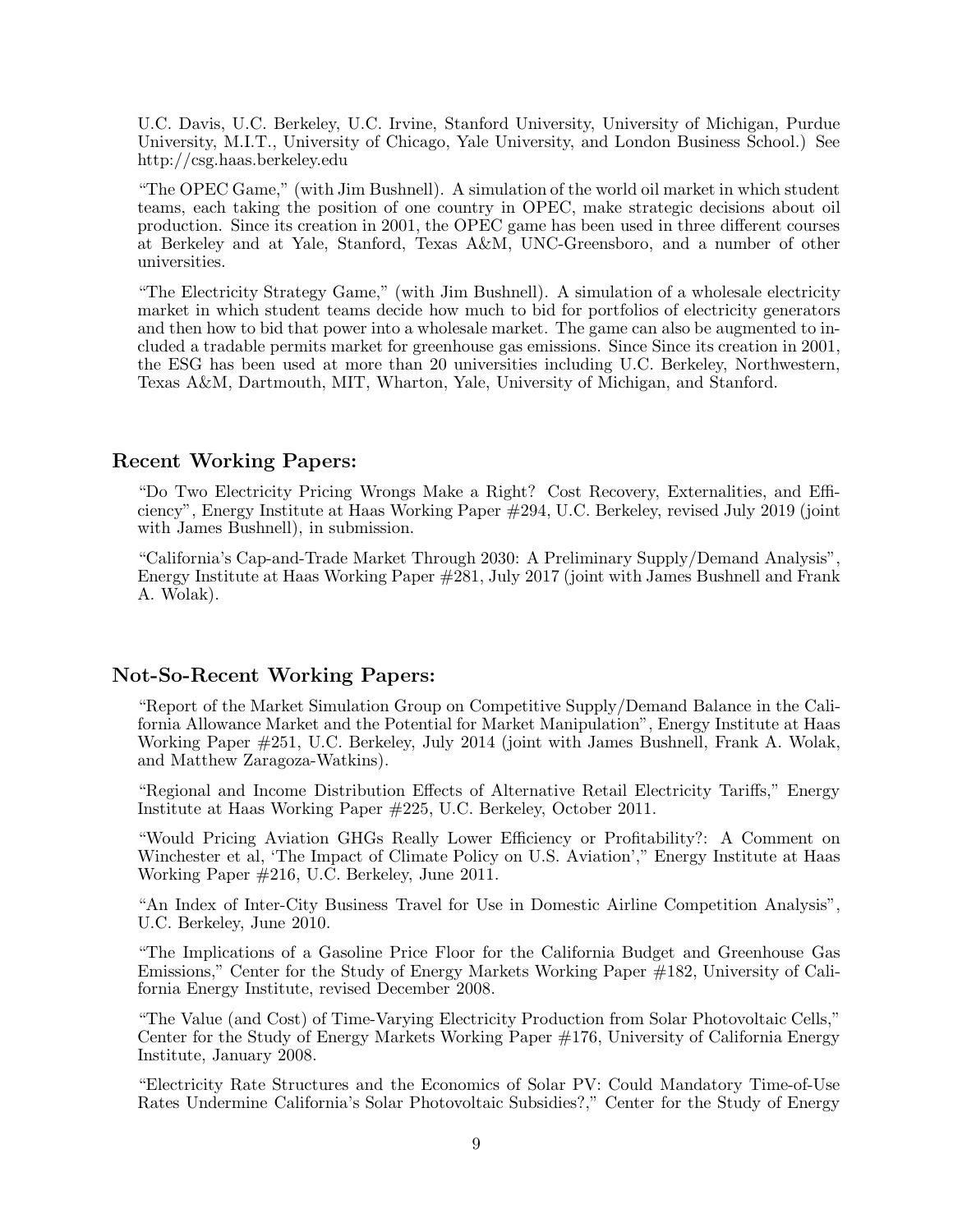U.C. Davis, U.C. Berkeley, U.C. Irvine, Stanford University, University of Michigan, Purdue University, M.I.T., University of Chicago, Yale University, and London Business School.) See http://csg.haas.berkeley.edu

"The OPEC Game," (with Jim Bushnell). A simulation of the world oil market in which student teams, each taking the position of one country in OPEC, make strategic decisions about oil production. Since its creation in 2001, the OPEC game has been used in three different courses at Berkeley and at Yale, Stanford, Texas A&M, UNC-Greensboro, and a number of other universities.

"The Electricity Strategy Game," (with Jim Bushnell). A simulation of a wholesale electricity market in which student teams decide how much to bid for portfolios of electricity generators and then how to bid that power into a wholesale market. The game can also be augmented to included a tradable permits market for greenhouse gas emissions. Since Since its creation in 2001, the ESG has been used at more than 20 universities including U.C. Berkeley, Northwestern, Texas A&M, Dartmouth, MIT, Wharton, Yale, University of Michigan, and Stanford.

## Recent Working Papers:

"Do Two Electricity Pricing Wrongs Make a Right? Cost Recovery, Externalities, and Efficiency", Energy Institute at Haas Working Paper #294, U.C. Berkeley, revised July 2019 (joint with James Bushnell), in submission.

"California's Cap-and-Trade Market Through 2030: A Preliminary Supply/Demand Analysis", Energy Institute at Haas Working Paper #281, July 2017 (joint with James Bushnell and Frank A. Wolak).

## Not-So-Recent Working Papers:

"Report of the Market Simulation Group on Competitive Supply/Demand Balance in the California Allowance Market and the Potential for Market Manipulation", Energy Institute at Haas Working Paper #251, U.C. Berkeley, July 2014 (joint with James Bushnell, Frank A. Wolak, and Matthew Zaragoza-Watkins).

"Regional and Income Distribution Effects of Alternative Retail Electricity Tariffs," Energy Institute at Haas Working Paper #225, U.C. Berkeley, October 2011.

"Would Pricing Aviation GHGs Really Lower Efficiency or Profitability?: A Comment on Winchester et al, 'The Impact of Climate Policy on U.S. Aviation'," Energy Institute at Haas Working Paper #216, U.C. Berkeley, June 2011.

"An Index of Inter-City Business Travel for Use in Domestic Airline Competition Analysis", U.C. Berkeley, June 2010.

"The Implications of a Gasoline Price Floor for the California Budget and Greenhouse Gas Emissions," Center for the Study of Energy Markets Working Paper #182, University of California Energy Institute, revised December 2008.

"The Value (and Cost) of Time-Varying Electricity Production from Solar Photovoltaic Cells," Center for the Study of Energy Markets Working Paper #176, University of California Energy Institute, January 2008.

"Electricity Rate Structures and the Economics of Solar PV: Could Mandatory Time-of-Use Rates Undermine California's Solar Photovoltaic Subsidies?," Center for the Study of Energy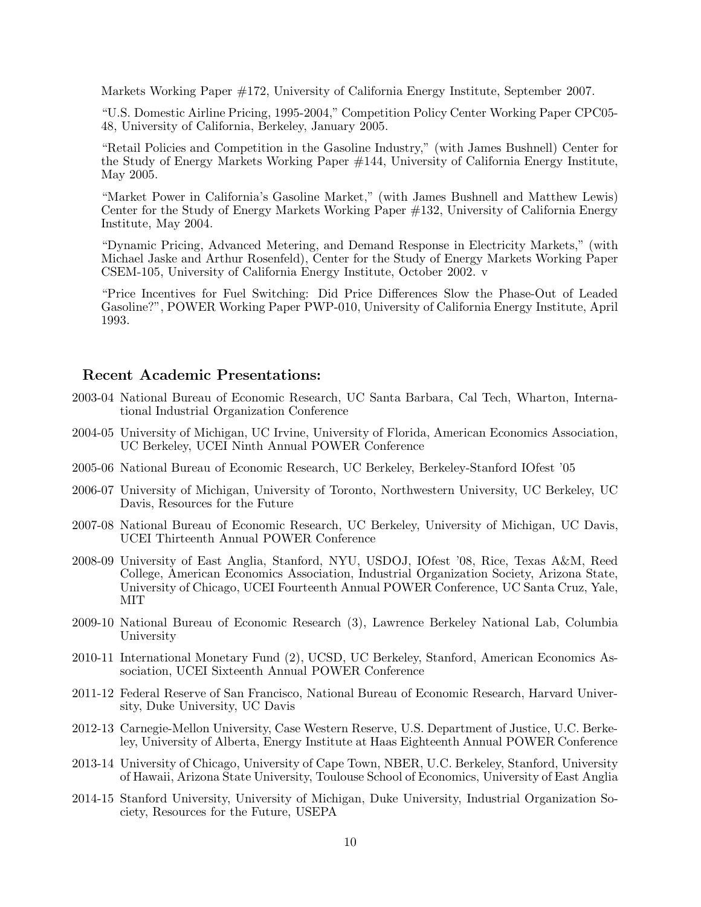Markets Working Paper #172, University of California Energy Institute, September 2007.

"U.S. Domestic Airline Pricing, 1995-2004," Competition Policy Center Working Paper CPC05-48, University of California, Berkeley, January 2005.

"Retail Policies and Competition in the Gasoline Industry," (with James Bushnell) Center for the Study of Energy Markets Working Paper #144, University of California Energy Institute, May 2005.

"Market Power in California's Gasoline Market," (with James Bushnell and Matthew Lewis) Center for the Study of Energy Markets Working Paper #132, University of California Energy Institute, May 2004.

"Dynamic Pricing, Advanced Metering, and Demand Response in Electricity Markets," (with Michael Jaske and Arthur Rosenfeld), Center for the Study of Energy Markets Working Paper CSEM-105, University of California Energy Institute, October 2002. v

"Price Incentives for Fuel Switching: Did Price Differences Slow the Phase-Out of Leaded Gasoline?", POWER Working Paper PWP-010, University of California Energy Institute, April 1993.

## Recent Academic Presentations:

- 2003-04 National Bureau of Economic Research, UC Santa Barbara, Cal Tech, Wharton, International Industrial Organization Conference
- 2004-05 University of Michigan, UC Irvine, University of Florida, American Economics Association, UC Berkeley, UCEI Ninth Annual POWER Conference
- 2005-06 National Bureau of Economic Research, UC Berkeley, Berkeley-Stanford IOfest '05
- 2006-07 University of Michigan, University of Toronto, Northwestern University, UC Berkeley, UC Davis, Resources for the Future
- 2007-08 National Bureau of Economic Research, UC Berkeley, University of Michigan, UC Davis, UCEI Thirteenth Annual POWER Conference
- 2008-09 University of East Anglia, Stanford, NYU, USDOJ, IOfest '08, Rice, Texas A&M, Reed College, American Economics Association, Industrial Organization Society, Arizona State, University of Chicago, UCEI Fourteenth Annual POWER Conference, UC Santa Cruz, Yale, MIT
- 2009-10 National Bureau of Economic Research (3), Lawrence Berkeley National Lab, Columbia University
- 2010-11 International Monetary Fund (2), UCSD, UC Berkeley, Stanford, American Economics Association, UCEI Sixteenth Annual POWER Conference
- 2011-12 Federal Reserve of San Francisco, National Bureau of Economic Research, Harvard University, Duke University, UC Davis
- 2012-13 Carnegie-Mellon University, Case Western Reserve, U.S. Department of Justice, U.C. Berkeley, University of Alberta, Energy Institute at Haas Eighteenth Annual POWER Conference
- 2013-14 University of Chicago, University of Cape Town, NBER, U.C. Berkeley, Stanford, University of Hawaii, Arizona State University, Toulouse School of Economics, University of East Anglia
- 2014-15 Stanford University, University of Michigan, Duke University, Industrial Organization Society, Resources for the Future, USEPA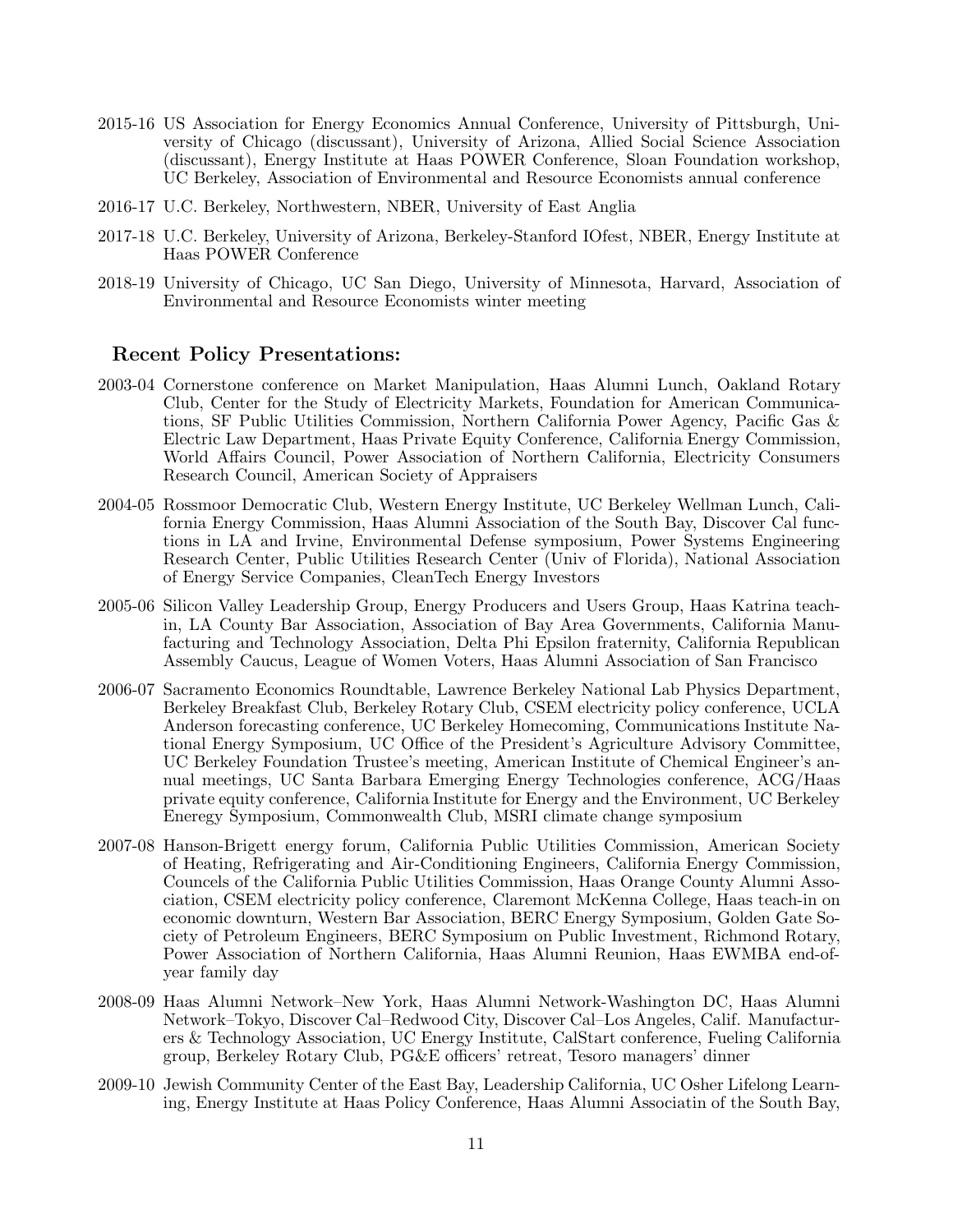2015-16 US Association for Energy Economics Annual Conference, University of Pittsburgh, University of Chicago (discussant), University of Arizona, Allied Social Science Association (discussant), Energy Institute at Haas POWER Conference, Sloan Foundation workshop, UC Berkeley, Association of Environmental and Resource Economists annual conference

2016-17 U.C. Berkeley, Northwestern, NBER, University of East Anglia

2017-18 U.C. Berkeley, University of Arizona, Berkeley-Stanford IOfest, NBER, Energy Institute at Haas POWER Conference

2018-19 University of Chicago, UC San Diego, University of Minnesota, Harvard, Association of Environmental and Resource Economists winter meeting

## Recent Policy Presentations:

2003-04 Cornerstone conference on Market Manipulation, Haas Alumni Lunch, Oakland Rotary Club, Center for the Study of Electricity Markets, Foundation for American Communications, SF Public Utilities Commission, Northern California Power Agency, Pacific Gas & Electric Law Department, Haas Private Equity Conference, California Energy Commission, World Affairs Council, Power Association of Northern California, Electricity Consumers Research Council, American Society of Appraisers

2004-05 Rossmoor Democratic Club, Western Energy Institute, UC Berkeley Wellman Lunch, California Energy Commission, Haas Alumni Association of the South Bay, Discover Cal functions in LA and Irvine, Environmental Defense symposium, Power Systems Engineering Research Center, Public Utilities Research Center (Univ of Florida), National Association of Energy Service Companies, CleanTech Energy Investors

2005-06 Silicon Valley Leadership Group, Energy Producers and Users Group, Haas Katrina teach-in, LA County Bar Association, Association of Bay Area Governments, California Manufacturing and Technology Association, Delta Phi Epsilon fraternity, California Republican Assembly Caucus, League of Women Voters, Haas Alumni Association of San Francisco

2006-07 Sacramento Economics Roundtable, Lawrence Berkeley National Lab Physics Department, Berkeley Breakfast Club, Berkeley Rotary Club, CSEM electricity policy conference, UCLA Anderson forecasting conference, UC Berkeley Homecoming, Communications Institute National Energy Symposium, UC Office of the President's Agriculture Advisory Committee, UC Berkeley Foundation Trustee's meeting, American Institute of Chemical Engineer's annual meetings, UC Santa Barbara Emerging Energy Technologies conference, ACG/Haas private equity conference, California Institute for Energy and the Environment, UC Berkeley Eneregy Symposium, Commonwealth Club, MSRI climate change symposium

2007-08 Hanson-Brigett energy forum, California Public Utilities Commission, American Society of Heating, Refrigerating and Air-Conditioning Engineers, California Energy Commission, Councels of the California Public Utilities Commission, Haas Orange County Alumni Association, CSEM electricity policy conference, Claremont McKenna College, Haas teach-in on economic downturn, Western Bar Association, BERC Energy Symposium, Golden Gate Society of Petroleum Engineers, BERC Symposium on Public Investment, Richmond Rotary, Power Association of Northern California, Haas Alumni Reunion, Haas EWMBA end-of-year family day

2008-09 Haas Alumni Network–New York, Haas Alumni Network-Washington DC, Haas Alumni Network–Tokyo, Discover Cal–Redwood City, Discover Cal–Los Angeles, Calif. Manufacturers & Technology Association, UC Energy Institute, CalStart conference, Fueling California group, Berkeley Rotary Club, PG&E officers' retreat, Tesoro managers' dinner

2009-10 Jewish Community Center of the East Bay, Leadership California, UC Osher Lifelong Learning, Energy Institute at Haas Policy Conference, Haas Alumni Associatin of the South Bay,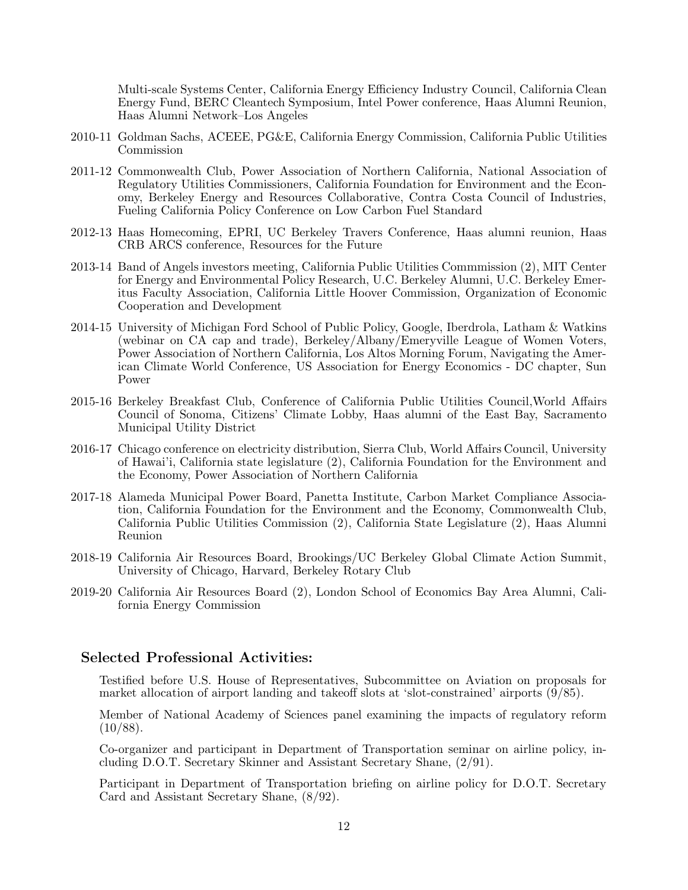Multi-scale Systems Center, California Energy Efficiency Industry Council, California Clean Energy Fund, BERC Cleantech Symposium, Intel Power conference, Haas Alumni Reunion, Haas Alumni Network–Los Angeles

2010-11 Goldman Sachs, ACEEE, PG&E, California Energy Commission, California Public Utilities Commission

2011-12 Commonwealth Club, Power Association of Northern California, National Association of Regulatory Utilities Commissioners, California Foundation for Environment and the Economy, Berkeley Energy and Resources Collaborative, Contra Costa Council of Industries, Fueling California Policy Conference on Low Carbon Fuel Standard

2012-13 Haas Homecoming, EPRI, UC Berkeley Travers Conference, Haas alumni reunion, Haas CRB ARCS conference, Resources for the Future

2013-14 Band of Angels investors meeting, California Public Utilities Commmission (2), MIT Center for Energy and Environmental Policy Research, U.C. Berkeley Alumni, U.C. Berkeley Emeritus Faculty Association, California Little Hoover Commission, Organization of Economic Cooperation and Development

2014-15 University of Michigan Ford School of Public Policy, Google, Iberdrola, Latham & Watkins (webinar on CA cap and trade), Berkeley/Albany/Emeryville League of Women Voters, Power Association of Northern California, Los Altos Morning Forum, Navigating the American Climate World Conference, US Association for Energy Economics - DC chapter, Sun Power

2015-16 Berkeley Breakfast Club, Conference of California Public Utilities Council,World Affairs Council of Sonoma, Citizens' Climate Lobby, Haas alumni of the East Bay, Sacramento Municipal Utility District

2016-17 Chicago conference on electricity distribution, Sierra Club, World Affairs Council, University of Hawai'i, California state legislature (2), California Foundation for the Environment and the Economy, Power Association of Northern California

2017-18 Alameda Municipal Power Board, Panetta Institute, Carbon Market Compliance Association, California Foundation for the Environment and the Economy, Commonwealth Club, California Public Utilities Commission (2), California State Legislature (2), Haas Alumni Reunion

2018-19 California Air Resources Board, Brookings/UC Berkeley Global Climate Action Summit, University of Chicago, Harvard, Berkeley Rotary Club

2019-20 California Air Resources Board (2), London School of Economics Bay Area Alumni, California Energy Commission

## Selected Professional Activities:

Testified before U.S. House of Representatives, Subcommittee on Aviation on proposals for market allocation of airport landing and takeoff slots at 'slot-constrained' airports (9/85).

Member of National Academy of Sciences panel examining the impacts of regulatory reform (10/88).

Co-organizer and participant in Department of Transportation seminar on airline policy, including D.O.T. Secretary Skinner and Assistant Secretary Shane, (2/91).

Participant in Department of Transportation briefing on airline policy for D.O.T. Secretary Card and Assistant Secretary Shane, (8/92).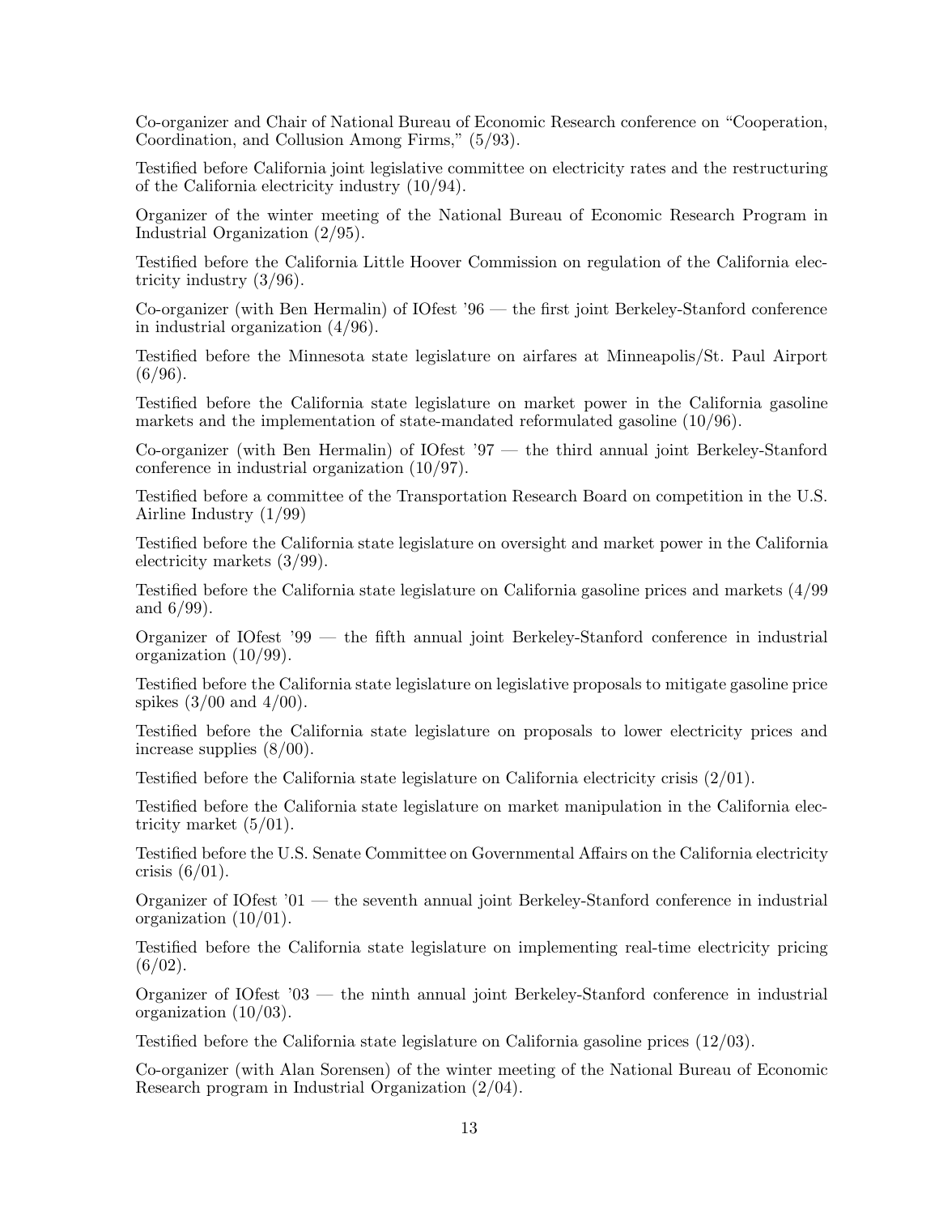Co-organizer and Chair of National Bureau of Economic Research conference on "Cooperation, Coordination, and Collusion Among Firms," (5/93).

Testified before California joint legislative committee on electricity rates and the restructuring of the California electricity industry (10/94).

Organizer of the winter meeting of the National Bureau of Economic Research Program in Industrial Organization (2/95).

Testified before the California Little Hoover Commission on regulation of the California electricity industry (3/96).

Co-organizer (with Ben Hermalin) of IOfest '96 — the first joint Berkeley-Stanford conference in industrial organization (4/96).

Testified before the Minnesota state legislature on airfares at Minneapolis/St. Paul Airport (6/96).

Testified before the California state legislature on market power in the California gasoline markets and the implementation of state-mandated reformulated gasoline (10/96).

Co-organizer (with Ben Hermalin) of IOfest '97 — the third annual joint Berkeley-Stanford conference in industrial organization (10/97).

Testified before a committee of the Transportation Research Board on competition in the U.S. Airline Industry (1/99)

Testified before the California state legislature on oversight and market power in the California electricity markets (3/99).

Testified before the California state legislature on California gasoline prices and markets (4/99 and 6/99).

Organizer of IOfest '99 — the fifth annual joint Berkeley-Stanford conference in industrial organization (10/99).

Testified before the California state legislature on legislative proposals to mitigate gasoline price spikes (3/00 and 4/00).

Testified before the California state legislature on proposals to lower electricity prices and increase supplies (8/00).

Testified before the California state legislature on California electricity crisis (2/01).

Testified before the California state legislature on market manipulation in the California electricity market (5/01).

Testified before the U.S. Senate Committee on Governmental Affairs on the California electricity crisis (6/01).

Organizer of IOfest '01 — the seventh annual joint Berkeley-Stanford conference in industrial organization (10/01).

Testified before the California state legislature on implementing real-time electricity pricing (6/02).

Organizer of IOfest '03 — the ninth annual joint Berkeley-Stanford conference in industrial organization (10/03).

Testified before the California state legislature on California gasoline prices (12/03).

Co-organizer (with Alan Sorensen) of the winter meeting of the National Bureau of Economic Research program in Industrial Organization (2/04).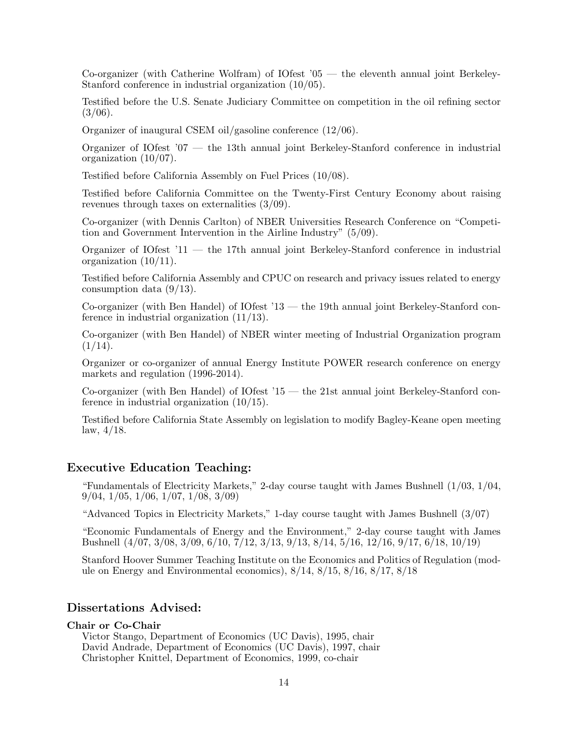Co-organizer (with Catherine Wolfram) of IOfest '05 — the eleventh annual joint Berkeley-Stanford conference in industrial organization (10/05).

Testified before the U.S. Senate Judiciary Committee on competition in the oil refining sector (3/06).

Organizer of inaugural CSEM oil/gasoline conference (12/06).

Organizer of IOfest '07 — the 13th annual joint Berkeley-Stanford conference in industrial organization (10/07).

Testified before California Assembly on Fuel Prices (10/08).

Testified before California Committee on the Twenty-First Century Economy about raising revenues through taxes on externalities (3/09).

Co-organizer (with Dennis Carlton) of NBER Universities Research Conference on "Competition and Government Intervention in the Airline Industry" (5/09).

Organizer of IOfest '11 — the 17th annual joint Berkeley-Stanford conference in industrial organization (10/11).

Testified before California Assembly and CPUC on research and privacy issues related to energy consumption data (9/13).

Co-organizer (with Ben Handel) of IOfest '13 — the 19th annual joint Berkeley-Stanford conference in industrial organization (11/13).

Co-organizer (with Ben Handel) of NBER winter meeting of Industrial Organization program (1/14).

Organizer or co-organizer of annual Energy Institute POWER research conference on energy markets and regulation (1996-2014).

Co-organizer (with Ben Handel) of IOfest '15 — the 21st annual joint Berkeley-Stanford conference in industrial organization (10/15).

Testified before California State Assembly on legislation to modify Bagley-Keane open meeting law, 4/18.

## Executive Education Teaching:

"Fundamentals of Electricity Markets," 2-day course taught with James Bushnell (1/03, 1/04, 9/04, 1/05, 1/06, 1/07, 1/08, 3/09)

"Advanced Topics in Electricity Markets," 1-day course taught with James Bushnell (3/07)

"Economic Fundamentals of Energy and the Environment," 2-day course taught with James Bushnell (4/07, 3/08, 3/09, 6/10, 7/12, 3/13, 9/13, 8/14, 5/16, 12/16, 9/17, 6/18, 10/19)

Stanford Hoover Summer Teaching Institute on the Economics and Politics of Regulation (module on Energy and Environmental economics), 8/14, 8/15, 8/16, 8/17, 8/18

## Dissertations Advised:

**Chair or Co-Chair**

Victor Stango, Department of Economics (UC Davis), 1995, chair
David Andrade, Department of Economics (UC Davis), 1997, chair
Christopher Knittel, Department of Economics, 1999, co-chair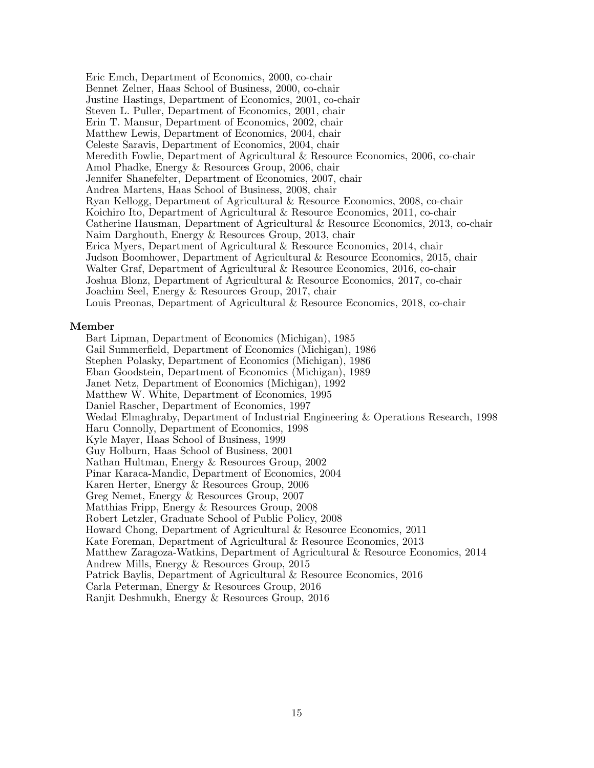Eric Emch, Department of Economics, 2000, co-chair
Bennet Zelner, Haas School of Business, 2000, co-chair
Justine Hastings, Department of Economics, 2001, co-chair
Steven L. Puller, Department of Economics, 2001, chair
Erin T. Mansur, Department of Economics, 2002, chair
Matthew Lewis, Department of Economics, 2004, chair
Celeste Saravis, Department of Economics, 2004, chair
Meredith Fowlie, Department of Agricultural & Resource Economics, 2006, co-chair
Amol Phadke, Energy & Resources Group, 2006, chair
Jennifer Shanefelter, Department of Economics, 2007, chair
Andrea Martens, Haas School of Business, 2008, chair
Ryan Kellogg, Department of Agricultural & Resource Economics, 2008, co-chair
Koichiro Ito, Department of Agricultural & Resource Economics, 2011, co-chair
Catherine Hausman, Department of Agricultural & Resource Economics, 2013, co-chair
Naim Darghouth, Energy & Resources Group, 2013, chair
Erica Myers, Department of Agricultural & Resource Economics, 2014, chair
Judson Boomhower, Department of Agricultural & Resource Economics, 2015, chair
Walter Graf, Department of Agricultural & Resource Economics, 2016, co-chair
Joshua Blonz, Department of Agricultural & Resource Economics, 2017, co-chair
Joachim Seel, Energy & Resources Group, 2017, chair
Louis Preonas, Department of Agricultural & Resource Economics, 2018, co-chair

**Member**

Bart Lipman, Department of Economics (Michigan), 1985
Gail Summerfield, Department of Economics (Michigan), 1986
Stephen Polasky, Department of Economics (Michigan), 1986
Eban Goodstein, Department of Economics (Michigan), 1989
Janet Netz, Department of Economics (Michigan), 1992
Matthew W. White, Department of Economics, 1995
Daniel Rascher, Department of Economics, 1997
Wedad Elmaghraby, Department of Industrial Engineering & Operations Research, 1998
Haru Connolly, Department of Economics, 1998
Kyle Mayer, Haas School of Business, 1999
Guy Holburn, Haas School of Business, 2001
Nathan Hultman, Energy & Resources Group, 2002
Pinar Karaca-Mandic, Department of Economics, 2004
Karen Herter, Energy & Resources Group, 2006
Greg Nemet, Energy & Resources Group, 2007
Matthias Fripp, Energy & Resources Group, 2008
Robert Letzler, Graduate School of Public Policy, 2008
Howard Chong, Department of Agricultural & Resource Economics, 2011
Kate Foreman, Department of Agricultural & Resource Economics, 2013
Matthew Zaragoza-Watkins, Department of Agricultural & Resource Economics, 2014
Andrew Mills, Energy & Resources Group, 2015
Patrick Baylis, Department of Agricultural & Resource Economics, 2016
Carla Peterman, Energy & Resources Group, 2016
Ranjit Deshmukh, Energy & Resources Group, 2016